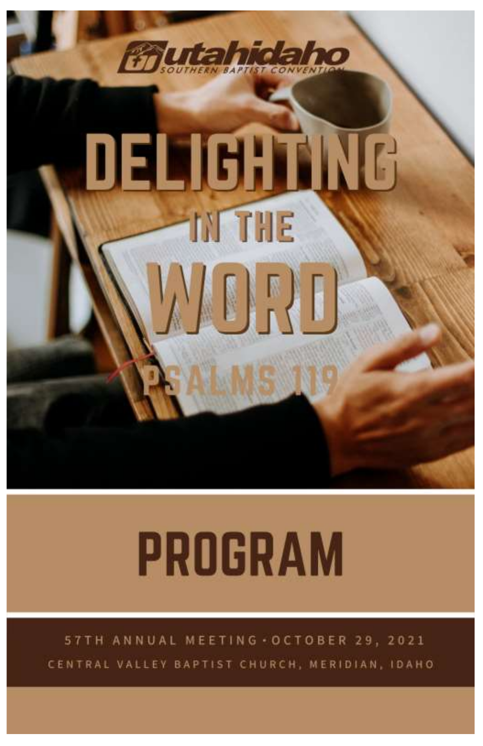utahidaho

SOUTHERN BAPTIST CONVENTION

# DELIGHTING IN THE WORD

## PSALMS 119

# PROGRAM

57TH ANNUAL MEETING • OCTOBER 29, 2021

CENTRAL VALLEY BAPTIST CHURCH, MERIDIAN, IDAHO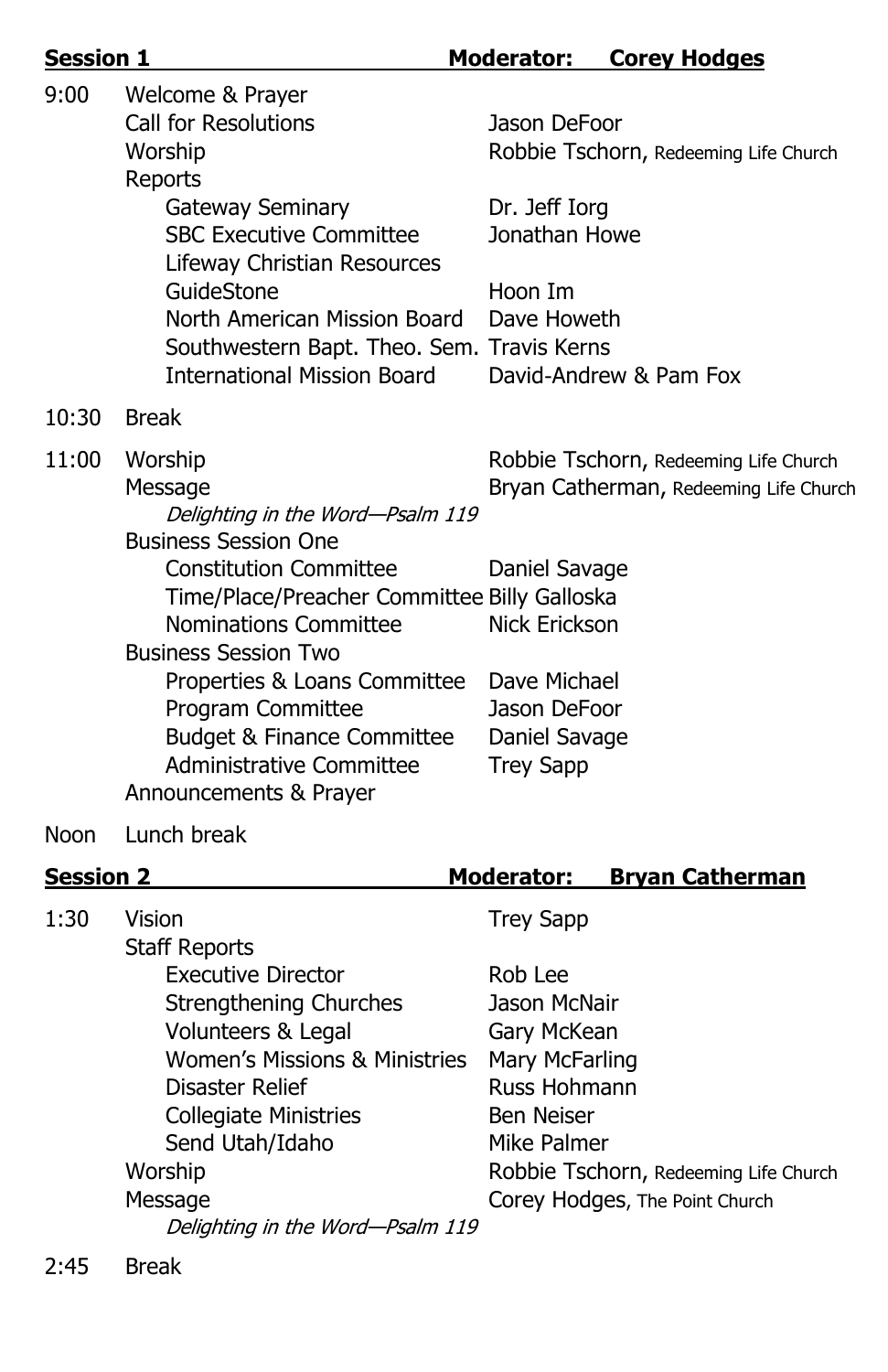## Session 1 — Moderator: Corey Hodges

| Time | Item | Presenter |
|---|---|---|
| 9:00 | Welcome & Prayer | |
| | Call for Resolutions | Jason DeFoor |
| | Worship | Robbie Tschorn, Redeeming Life Church |
| | Reports | |
| | Gateway Seminary | Dr. Jeff Iorg |
| | SBC Executive Committee | Jonathan Howe |
| | Lifeway Christian Resources | |
| | GuideStone | Hoon Im |
| | North American Mission Board | Dave Howeth |
| | Southwestern Bapt. Theo. Sem. | Travis Kerns |
| | International Mission Board | David-Andrew & Pam Fox |
| 10:30 | Break | |
| 11:00 | Worship | Robbie Tschorn, Redeeming Life Church |
| | Message | Bryan Catherman, Redeeming Life Church |
| | *Delighting in the Word—Psalm 119* | |
| | Business Session One | |
| | Constitution Committee | Daniel Savage |
| | Time/Place/Preacher Committee | Billy Galloska |
| | Nominations Committee | Nick Erickson |
| | Business Session Two | |
| | Properties & Loans Committee | Dave Michael |
| | Program Committee | Jason DeFoor |
| | Budget & Finance Committee | Daniel Savage |
| | Administrative Committee | Trey Sapp |
| | Announcements & Prayer | |
| Noon | Lunch break | |

## Session 2 — Moderator: Bryan Catherman

| Time | Item | Presenter |
|---|---|---|
| 1:30 | Vision | Trey Sapp |
| | Staff Reports | |
| | Executive Director | Rob Lee |
| | Strengthening Churches | Jason McNair |
| | Volunteers & Legal | Gary McKean |
| | Women's Missions & Ministries | Mary McFarling |
| | Disaster Relief | Russ Hohmann |
| | Collegiate Ministries | Ben Neiser |
| | Send Utah/Idaho | Mike Palmer |
| | Worship | Robbie Tschorn, Redeeming Life Church |
| | Message | Corey Hodges, The Point Church |
| | *Delighting in the Word—Psalm 119* | |
| 2:45 | Break | |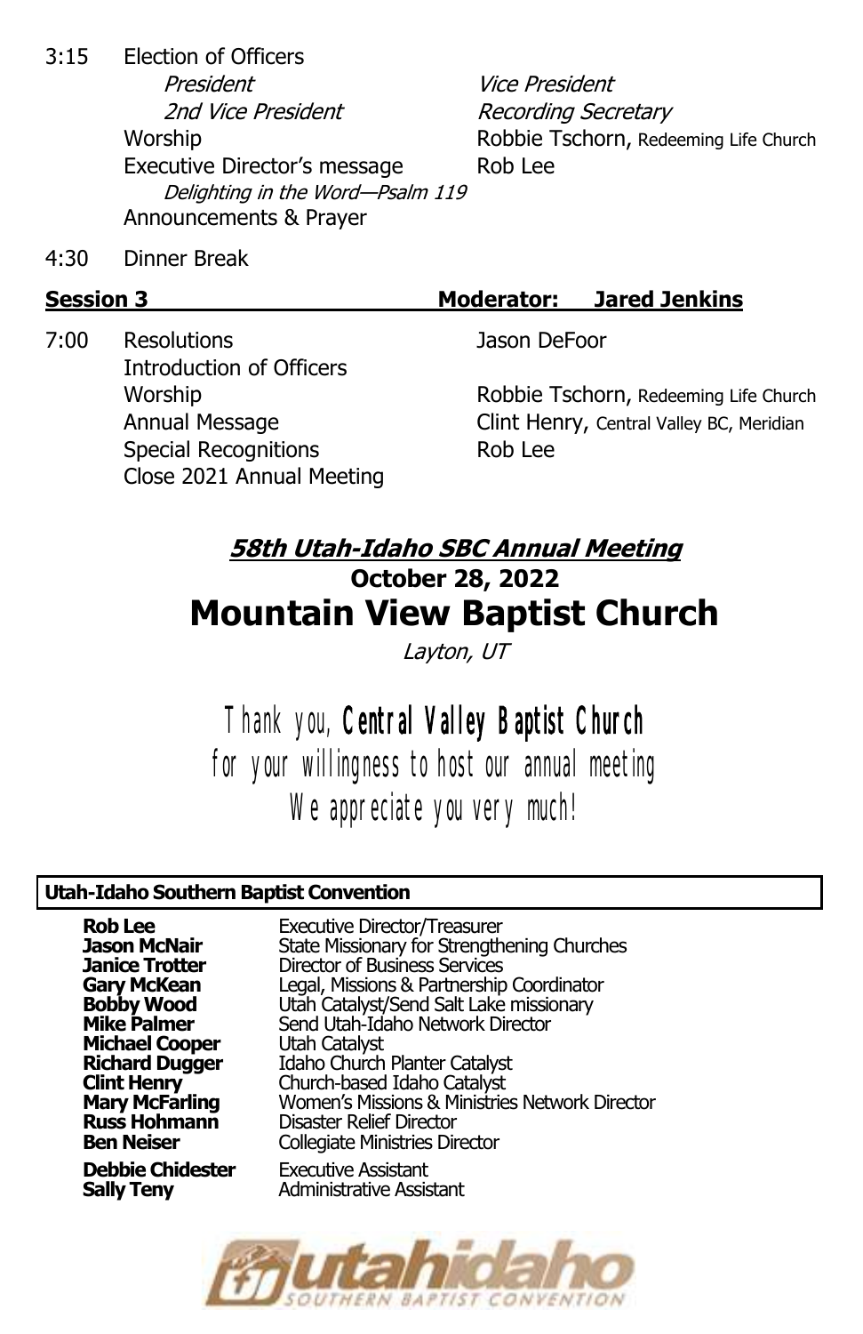3:15 Election of Officers

*President* — *Vice President*

*2nd Vice President* — *Recording Secretary*

Worship — Robbie Tschorn, Redeeming Life Church

Executive Director's message — Rob Lee

*Delighting in the Word—Psalm 119*

Announcements & Prayer

4:30 Dinner Break

**Session 3** — **Moderator: Jared Jenkins**

7:00 Resolutions — Jason DeFoor

Introduction of Officers

Worship — Robbie Tschorn, Redeeming Life Church

Annual Message — Clint Henry, Central Valley BC, Meridian

Special Recognitions — Rob Lee

Close 2021 Annual Meeting

## ***58th Utah-Idaho SBC Annual Meeting***

**October 28, 2022**

# Mountain View Baptist Church

*Layton, UT*

Thank you, **Central Valley Baptist Church**
for your willingness to host our annual meeting
We appreciate you very much!

**Utah-Idaho Southern Baptist Convention**

| | |
|---|---|
| **Rob Lee** | Executive Director/Treasurer |
| **Jason McNair** | State Missionary for Strengthening Churches |
| **Janice Trotter** | Director of Business Services |
| **Gary McKean** | Legal, Missions & Partnership Coordinator |
| **Bobby Wood** | Utah Catalyst/Send Salt Lake missionary |
| **Mike Palmer** | Send Utah-Idaho Network Director |
| **Michael Cooper** | Utah Catalyst |
| **Richard Dugger** | Idaho Church Planter Catalyst |
| **Clint Henry** | Church-based Idaho Catalyst |
| **Mary McFarling** | Women's Missions & Ministries Network Director |
| **Russ Hohmann** | Disaster Relief Director |
| **Ben Neiser** | Collegiate Ministries Director |
| **Debbie Chidester** | Executive Assistant |
| **Sally Teny** | Administrative Assistant |

utahidaho
SOUTHERN BAPTIST CONVENTION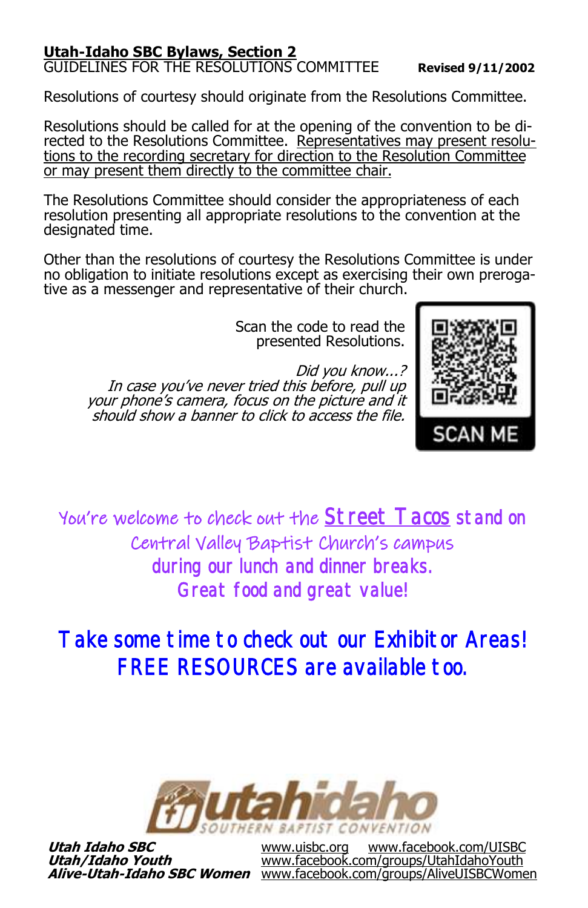## Utah-Idaho SBC Bylaws, Section 2

GUIDELINES FOR THE RESOLUTIONS COMMITTEE **Revised 9/11/2002**

Resolutions of courtesy should originate from the Resolutions Committee.

Resolutions should be called for at the opening of the convention to be directed to the Resolutions Committee. Representatives may present resolutions to the recording secretary for direction to the Resolution Committee or may present them directly to the committee chair.

The Resolutions Committee should consider the appropriateness of each resolution presenting all appropriate resolutions to the convention at the designated time.

Other than the resolutions of courtesy the Resolutions Committee is under no obligation to initiate resolutions except as exercising their own prerogative as a messenger and representative of their church.

Scan the code to read the presented Resolutions.

*Did you know...?*
*In case you've never tried this before, pull up your phone's camera, focus on the picture and it should show a banner to click to access the file.*

SCAN ME

You're welcome to check out the Street Tacos stand on Central Valley Baptist Church's campus during our lunch and dinner breaks. Great food and great value!

Take some time to check out our Exhibitor Areas! FREE RESOURCES are available too.

utahidaho SOUTHERN BAPTIST CONVENTION

***Utah Idaho SBC*** www.uisbc.org www.facebook.com/UISBC
***Utah/Idaho Youth*** www.facebook.com/groups/UtahIdahoYouth
***Alive-Utah-Idaho SBC Women*** www.facebook.com/groups/AliveUISBCWomen